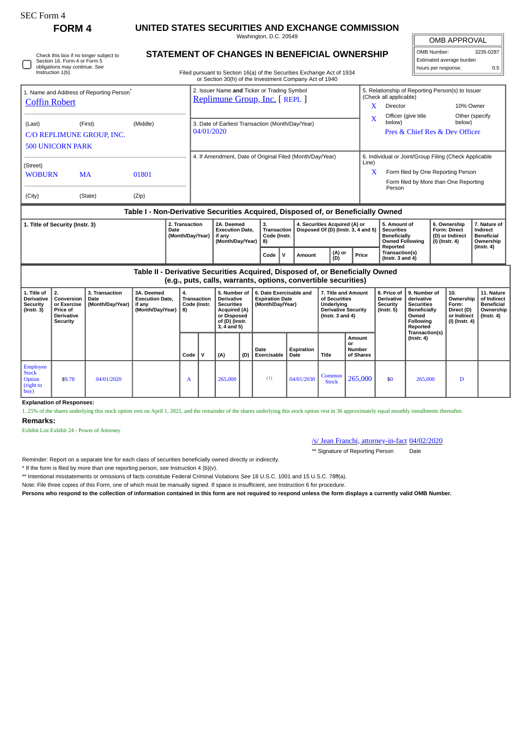SEC Form 4

**FORM 4**

# UNITED STATES SECURITIES AND EXCHANGE COMMISSION

Washington, D.C. 20549

## STATEMENT OF CHANGES IN BENEFICIAL OWNERSHIP

Check this box if no longer subject to Section 16. Form 4 or Form 5 obligations may continue. *See* Instruction 1(b).

Filed pursuant to Section 16(a) of the Securities Exchange Act of 1934 or Section 30(h) of the Investment Company Act of 1940

| OMB APPROVAL | |
|---|---|
| OMB Number: | 3235-0287 |
| Estimated average burden | |
| hours per response: | 0.5 |

**1. Name and Address of Reporting Person***

Coffin Robert

(Last) (First) (Middle)

C/O REPLIMUNE GROUP, INC.
500 UNICORN PARK

(Street)

WOBURN MA 01801

(City) (State) (Zip)

**2. Issuer Name and Ticker or Trading Symbol**

Replimune Group, Inc. [ REPL ]

**3. Date of Earliest Transaction (Month/Day/Year)**

04/01/2020

**4. If Amendment, Date of Original Filed (Month/Day/Year)**

**5. Relationship of Reporting Person(s) to Issuer (Check all applicable)**

X Director

10% Owner

X Officer (give title below)

Other (specify below)

Pres & Chief Res & Dev Officer

**6. Individual or Joint/Group Filing (Check Applicable Line)**

X Form filed by One Reporting Person

Form filed by More than One Reporting Person

### Table I - Non-Derivative Securities Acquired, Disposed of, or Beneficially Owned

| 1. Title of Security (Instr. 3) | 2. Transaction Date (Month/Day/Year) | 2A. Deemed Execution Date, if any (Month/Day/Year) | 3. Transaction Code (Instr. 8) | | 4. Securities Acquired (A) or Disposed Of (D) (Instr. 3, 4 and 5) | | | 5. Amount of Securities Beneficially Owned Following Reported Transaction(s) (Instr. 3 and 4) | 6. Ownership Form: Direct (D) or Indirect (I) (Instr. 4) | 7. Nature of Indirect Beneficial Ownership (Instr. 4) |
|---|---|---|---|---|---|---|---|---|---|---|
| | | | Code | V | Amount | (A) or (D) | Price | | | |

### Table II - Derivative Securities Acquired, Disposed of, or Beneficially Owned (e.g., puts, calls, warrants, options, convertible securities)

| 1. Title of Derivative Security (Instr. 3) | 2. Conversion or Exercise Price of Derivative Security | 3. Transaction Date (Month/Day/Year) | 3A. Deemed Execution Date, if any (Month/Day/Year) | 4. Transaction Code (Instr. 8) | | 5. Number of Derivative Securities Acquired (A) or Disposed of (D) (Instr. 3, 4 and 5) | | 6. Date Exercisable and Expiration Date (Month/Day/Year) | | 7. Title and Amount of Securities Underlying Derivative Security (Instr. 3 and 4) | | 8. Price of Derivative Security (Instr. 5) | 9. Number of derivative Securities Beneficially Owned Following Reported Transaction(s) (Instr. 4) | 10. Ownership Form: Direct (D) or Indirect (I) (Instr. 4) | 11. Nature of Indirect Beneficial Ownership (Instr. 4) |
|---|---|---|---|---|---|---|---|---|---|---|---|---|---|---|---|
| | | | | Code | V | (A) | (D) | Date Exercisable | Expiration Date | Title | Amount or Number of Shares | | | | |
| Employee Stock Option (right to buy) | $9.78 | 04/01/2020 | | A | | 265,000 | | (1) | 04/01/2030 | Common Stock | 265,000 | $0 | 265,000 | D | |

**Explanation of Responses:**

1. 25% of the shares underlying this stock option vest on April 1, 2021, and the remainder of the shares underlying this stock option vest in 36 approximately equal monthly installments thereafter.

**Remarks:**

Exhibit List Exhibit 24 - Power of Attorney

/s/ Jean Franchi, attorney-in-fact 04/02/2020

** Signature of Reporting Person Date

Reminder: Report on a separate line for each class of securities beneficially owned directly or indirectly.

* If the form is filed by more than one reporting person, *see* Instruction 4 (b)(v).

** Intentional misstatements or omissions of facts constitute Federal Criminal Violations *See* 18 U.S.C. 1001 and 15 U.S.C. 78ff(a).

Note: File three copies of this Form, one of which must be manually signed. If space is insufficient, *see* Instruction 6 for procedure.

**Persons who respond to the collection of information contained in this form are not required to respond unless the form displays a currently valid OMB Number.**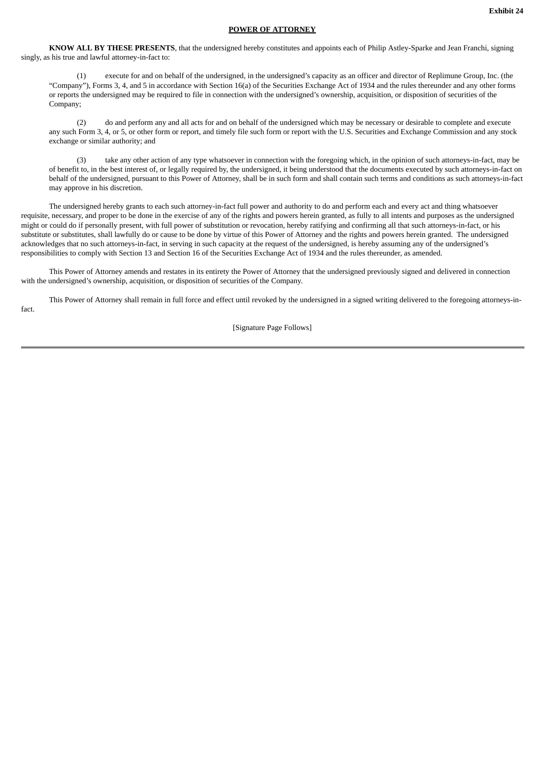**Exhibit 24**

**POWER OF ATTORNEY**

**KNOW ALL BY THESE PRESENTS**, that the undersigned hereby constitutes and appoints each of Philip Astley-Sparke and Jean Franchi, signing singly, as his true and lawful attorney-in-fact to:

(1) execute for and on behalf of the undersigned, in the undersigned's capacity as an officer and director of Replimune Group, Inc. (the "Company"), Forms 3, 4, and 5 in accordance with Section 16(a) of the Securities Exchange Act of 1934 and the rules thereunder and any other forms or reports the undersigned may be required to file in connection with the undersigned's ownership, acquisition, or disposition of securities of the Company;

(2) do and perform any and all acts for and on behalf of the undersigned which may be necessary or desirable to complete and execute any such Form 3, 4, or 5, or other form or report, and timely file such form or report with the U.S. Securities and Exchange Commission and any stock exchange or similar authority; and

(3) take any other action of any type whatsoever in connection with the foregoing which, in the opinion of such attorneys-in-fact, may be of benefit to, in the best interest of, or legally required by, the undersigned, it being understood that the documents executed by such attorneys-in-fact on behalf of the undersigned, pursuant to this Power of Attorney, shall be in such form and shall contain such terms and conditions as such attorneys-in-fact may approve in his discretion.

The undersigned hereby grants to each such attorney-in-fact full power and authority to do and perform each and every act and thing whatsoever requisite, necessary, and proper to be done in the exercise of any of the rights and powers herein granted, as fully to all intents and purposes as the undersigned might or could do if personally present, with full power of substitution or revocation, hereby ratifying and confirming all that such attorneys-in-fact, or his substitute or substitutes, shall lawfully do or cause to be done by virtue of this Power of Attorney and the rights and powers herein granted. The undersigned acknowledges that no such attorneys-in-fact, in serving in such capacity at the request of the undersigned, is hereby assuming any of the undersigned's responsibilities to comply with Section 13 and Section 16 of the Securities Exchange Act of 1934 and the rules thereunder, as amended.

This Power of Attorney amends and restates in its entirety the Power of Attorney that the undersigned previously signed and delivered in connection with the undersigned's ownership, acquisition, or disposition of securities of the Company.

This Power of Attorney shall remain in full force and effect until revoked by the undersigned in a signed writing delivered to the foregoing attorneys-in-fact.

[Signature Page Follows]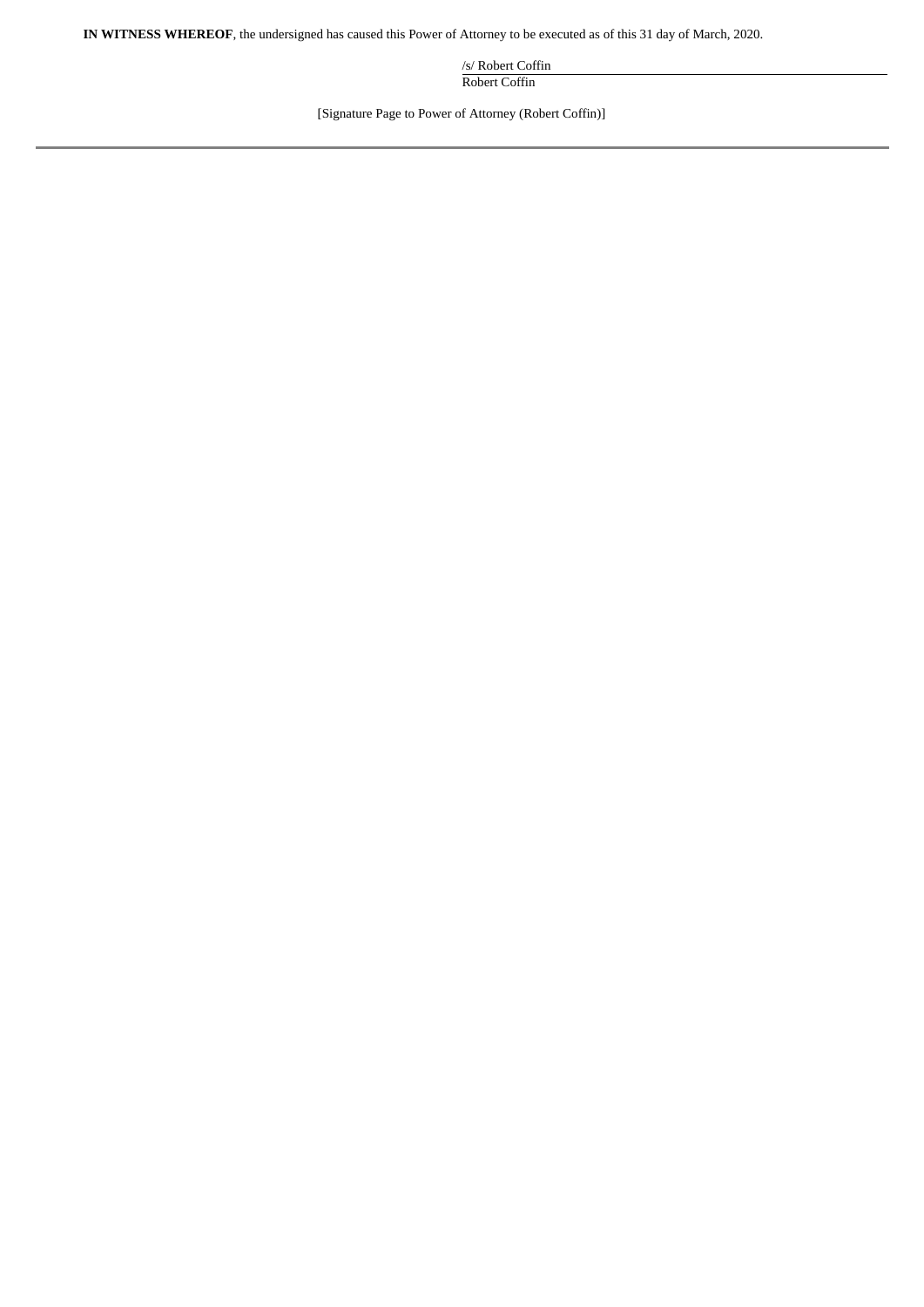**IN WITNESS WHEREOF**, the undersigned has caused this Power of Attorney to be executed as of this 31 day of March, 2020.

/s/ Robert Coffin

Robert Coffin

[Signature Page to Power of Attorney (Robert Coffin)]